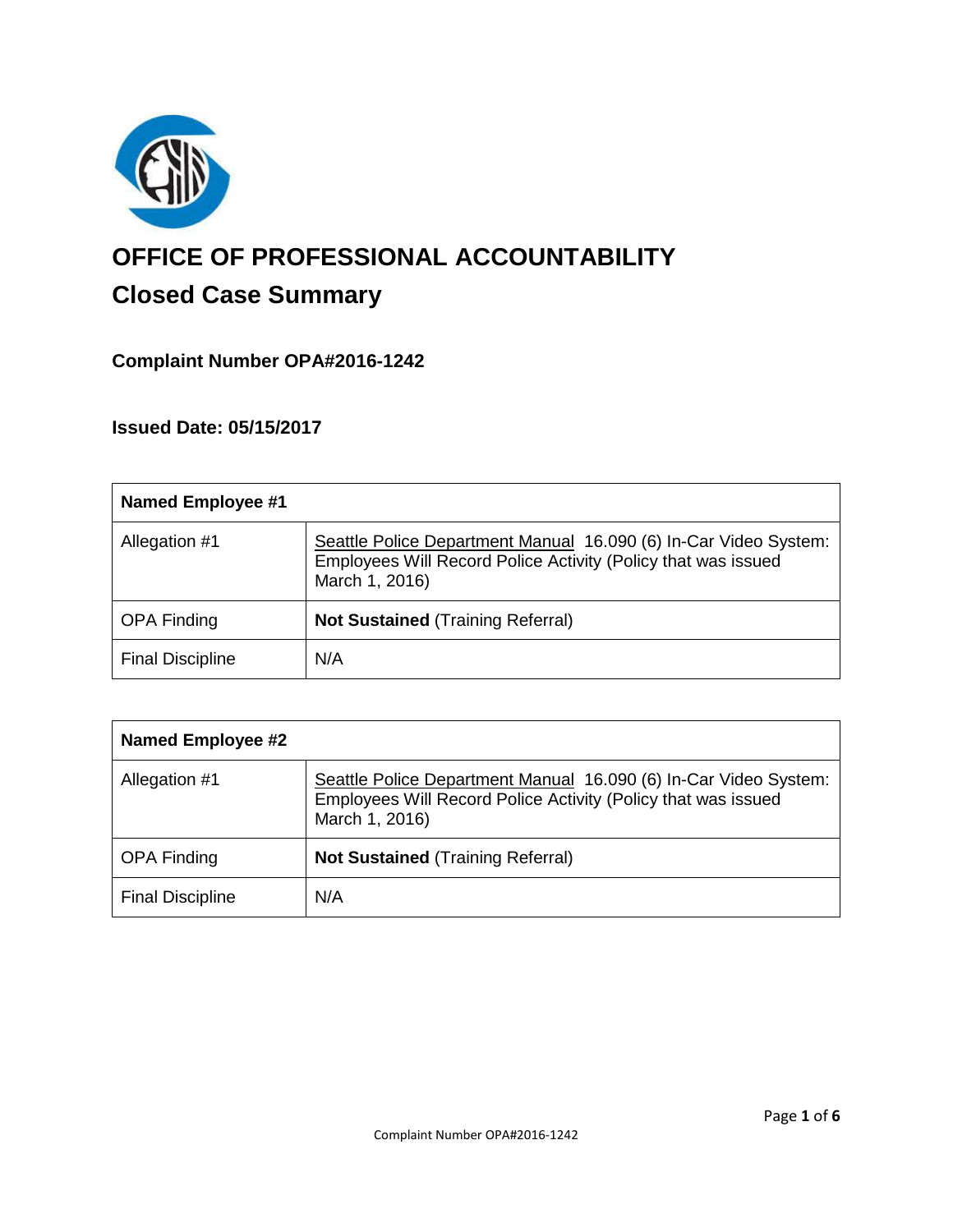# OFFICE OF PROFESSIONAL ACCOUNTABILITY

## Closed Case Summary

### Complaint Number OPA#2016-1242

### Issued Date: 05/15/2017

| Named Employee #1 | |
|---|---|
| Allegation #1 | Seattle Police Department Manual 16.090 (6) In-Car Video System: Employees Will Record Police Activity (Policy that was issued March 1, 2016) |
| OPA Finding | **Not Sustained** (Training Referral) |
| Final Discipline | N/A |

| Named Employee #2 | |
|---|---|
| Allegation #1 | Seattle Police Department Manual 16.090 (6) In-Car Video System: Employees Will Record Police Activity (Policy that was issued March 1, 2016) |
| OPA Finding | **Not Sustained** (Training Referral) |
| Final Discipline | N/A |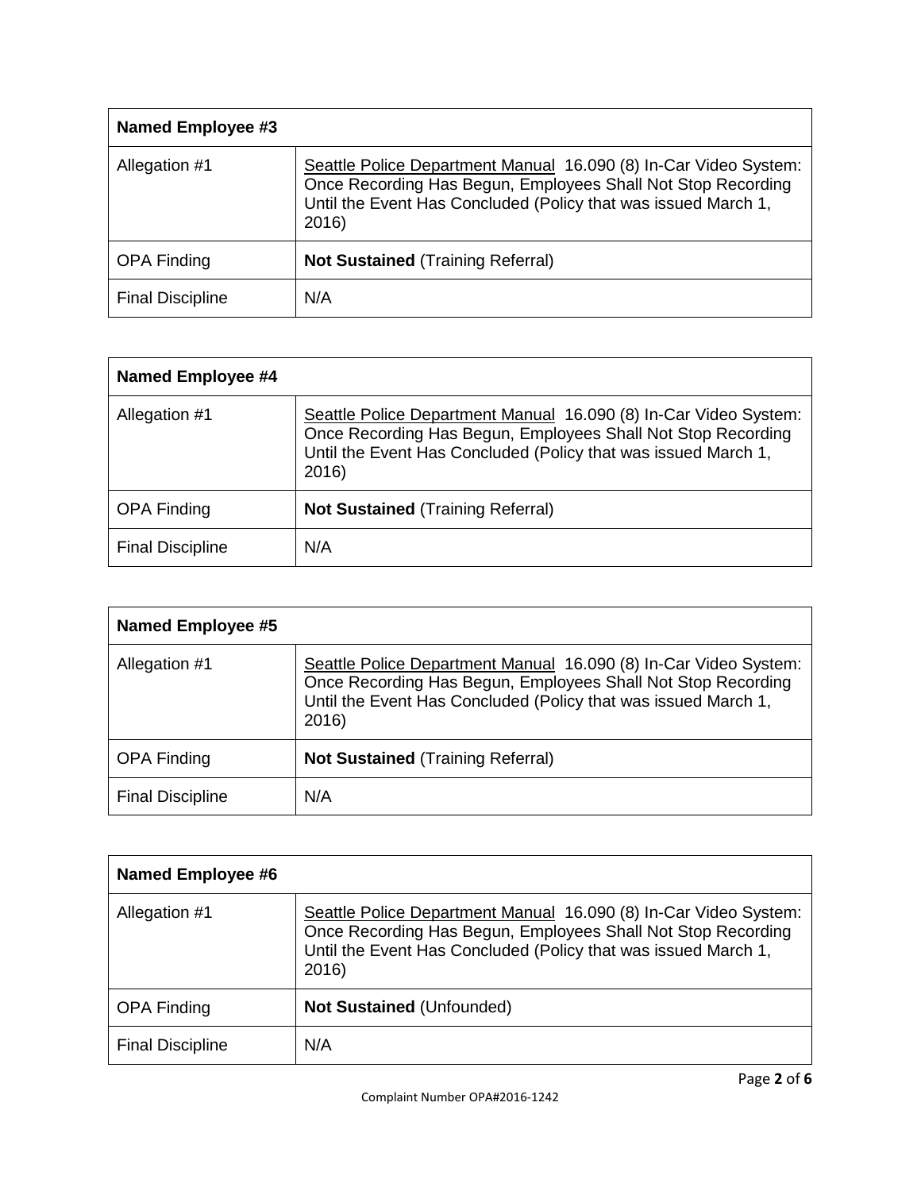| Named Employee #3 | |
|---|---|
| Allegation #1 | Seattle Police Department Manual 16.090 (8) In-Car Video System: Once Recording Has Begun, Employees Shall Not Stop Recording Until the Event Has Concluded (Policy that was issued March 1, 2016) |
| OPA Finding | **Not Sustained** (Training Referral) |
| Final Discipline | N/A |

| Named Employee #4 | |
|---|---|
| Allegation #1 | Seattle Police Department Manual 16.090 (8) In-Car Video System: Once Recording Has Begun, Employees Shall Not Stop Recording Until the Event Has Concluded (Policy that was issued March 1, 2016) |
| OPA Finding | **Not Sustained** (Training Referral) |
| Final Discipline | N/A |

| Named Employee #5 | |
|---|---|
| Allegation #1 | Seattle Police Department Manual 16.090 (8) In-Car Video System: Once Recording Has Begun, Employees Shall Not Stop Recording Until the Event Has Concluded (Policy that was issued March 1, 2016) |
| OPA Finding | **Not Sustained** (Training Referral) |
| Final Discipline | N/A |

| Named Employee #6 | |
|---|---|
| Allegation #1 | Seattle Police Department Manual 16.090 (8) In-Car Video System: Once Recording Has Begun, Employees Shall Not Stop Recording Until the Event Has Concluded (Policy that was issued March 1, 2016) |
| OPA Finding | **Not Sustained** (Unfounded) |
| Final Discipline | N/A |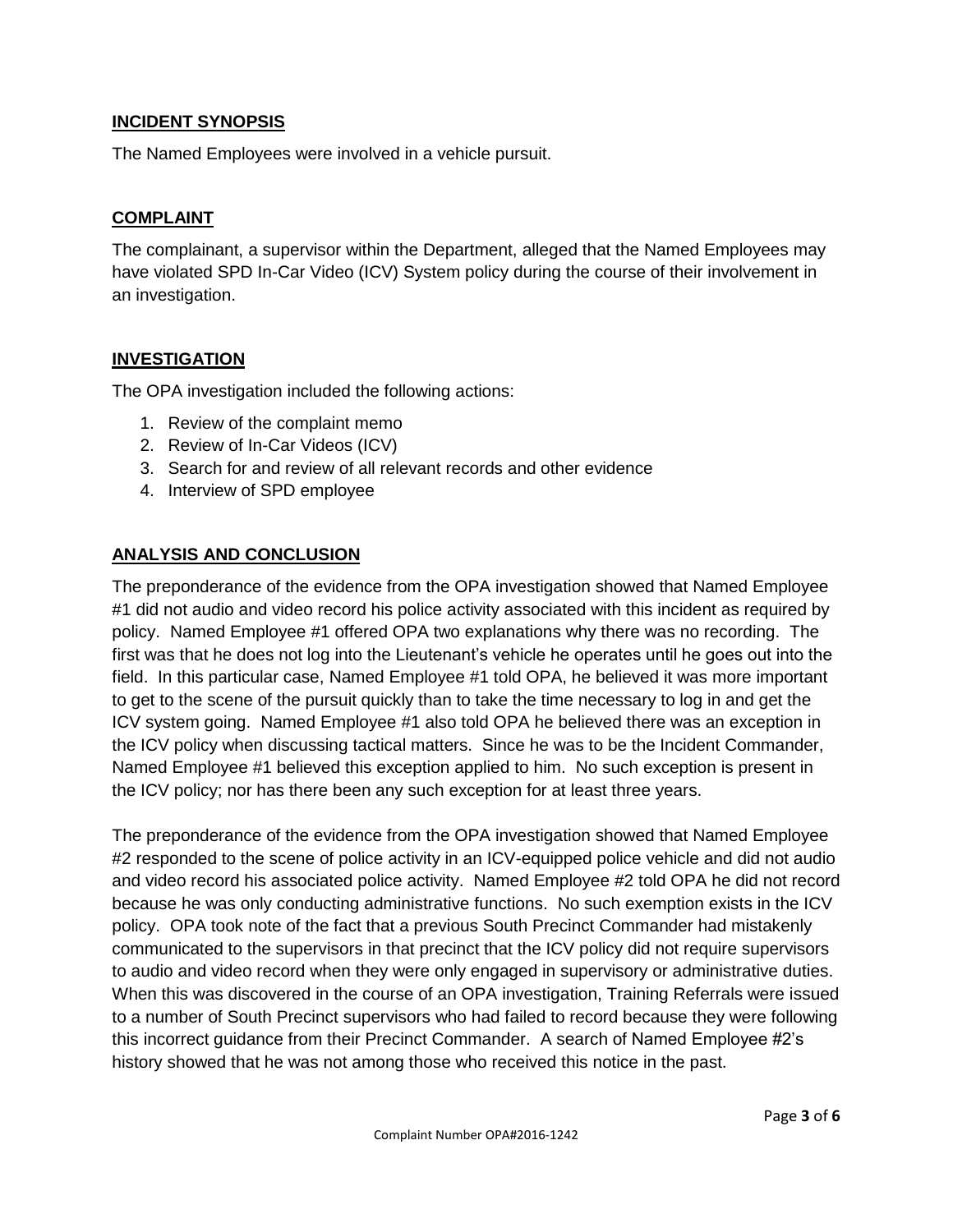## INCIDENT SYNOPSIS

The Named Employees were involved in a vehicle pursuit.

## COMPLAINT

The complainant, a supervisor within the Department, alleged that the Named Employees may have violated SPD In-Car Video (ICV) System policy during the course of their involvement in an investigation.

## INVESTIGATION

The OPA investigation included the following actions:

1. Review of the complaint memo
2. Review of In-Car Videos (ICV)
3. Search for and review of all relevant records and other evidence
4. Interview of SPD employee

## ANALYSIS AND CONCLUSION

The preponderance of the evidence from the OPA investigation showed that Named Employee #1 did not audio and video record his police activity associated with this incident as required by policy. Named Employee #1 offered OPA two explanations why there was no recording. The first was that he does not log into the Lieutenant's vehicle he operates until he goes out into the field. In this particular case, Named Employee #1 told OPA, he believed it was more important to get to the scene of the pursuit quickly than to take the time necessary to log in and get the ICV system going. Named Employee #1 also told OPA he believed there was an exception in the ICV policy when discussing tactical matters. Since he was to be the Incident Commander, Named Employee #1 believed this exception applied to him. No such exception is present in the ICV policy; nor has there been any such exception for at least three years.

The preponderance of the evidence from the OPA investigation showed that Named Employee #2 responded to the scene of police activity in an ICV-equipped police vehicle and did not audio and video record his associated police activity. Named Employee #2 told OPA he did not record because he was only conducting administrative functions. No such exemption exists in the ICV policy. OPA took note of the fact that a previous South Precinct Commander had mistakenly communicated to the supervisors in that precinct that the ICV policy did not require supervisors to audio and video record when they were only engaged in supervisory or administrative duties. When this was discovered in the course of an OPA investigation, Training Referrals were issued to a number of South Precinct supervisors who had failed to record because they were following this incorrect guidance from their Precinct Commander. A search of Named Employee #2's history showed that he was not among those who received this notice in the past.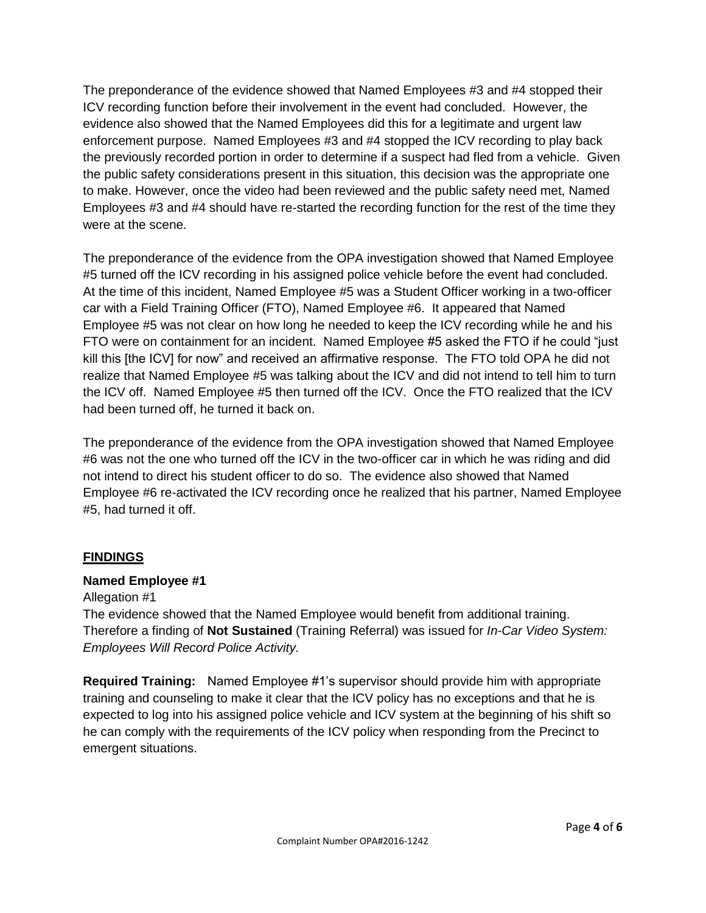The preponderance of the evidence showed that Named Employees #3 and #4 stopped their ICV recording function before their involvement in the event had concluded. However, the evidence also showed that the Named Employees did this for a legitimate and urgent law enforcement purpose. Named Employees #3 and #4 stopped the ICV recording to play back the previously recorded portion in order to determine if a suspect had fled from a vehicle. Given the public safety considerations present in this situation, this decision was the appropriate one to make. However, once the video had been reviewed and the public safety need met, Named Employees #3 and #4 should have re-started the recording function for the rest of the time they were at the scene.

The preponderance of the evidence from the OPA investigation showed that Named Employee #5 turned off the ICV recording in his assigned police vehicle before the event had concluded. At the time of this incident, Named Employee #5 was a Student Officer working in a two-officer car with a Field Training Officer (FTO), Named Employee #6. It appeared that Named Employee #5 was not clear on how long he needed to keep the ICV recording while he and his FTO were on containment for an incident. Named Employee #5 asked the FTO if he could "just kill this [the ICV] for now" and received an affirmative response. The FTO told OPA he did not realize that Named Employee #5 was talking about the ICV and did not intend to tell him to turn the ICV off. Named Employee #5 then turned off the ICV. Once the FTO realized that the ICV had been turned off, he turned it back on.

The preponderance of the evidence from the OPA investigation showed that Named Employee #6 was not the one who turned off the ICV in the two-officer car in which he was riding and did not intend to direct his student officer to do so. The evidence also showed that Named Employee #6 re-activated the ICV recording once he realized that his partner, Named Employee #5, had turned it off.

## FINDINGS

### Named Employee #1

Allegation #1

The evidence showed that the Named Employee would benefit from additional training. Therefore a finding of **Not Sustained** (Training Referral) was issued for *In-Car Video System: Employees Will Record Police Activity.*

**Required Training:** Named Employee #1's supervisor should provide him with appropriate training and counseling to make it clear that the ICV policy has no exceptions and that he is expected to log into his assigned police vehicle and ICV system at the beginning of his shift so he can comply with the requirements of the ICV policy when responding from the Precinct to emergent situations.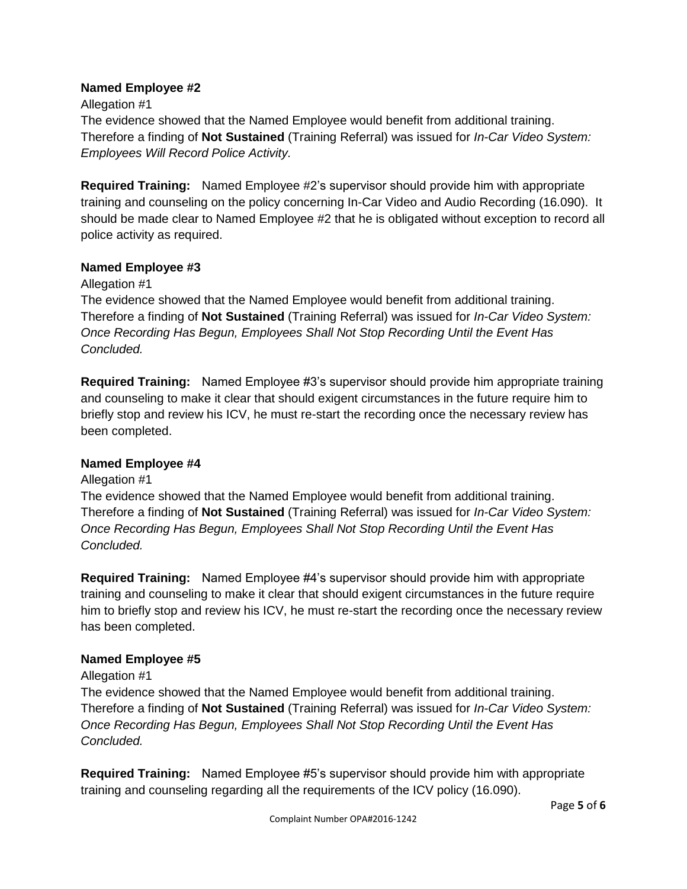**Named Employee #2**

Allegation #1
The evidence showed that the Named Employee would benefit from additional training. Therefore a finding of **Not Sustained** (Training Referral) was issued for *In-Car Video System: Employees Will Record Police Activity.*

**Required Training:** Named Employee #2's supervisor should provide him with appropriate training and counseling on the policy concerning In-Car Video and Audio Recording (16.090). It should be made clear to Named Employee #2 that he is obligated without exception to record all police activity as required.

**Named Employee #3**

Allegation #1
The evidence showed that the Named Employee would benefit from additional training. Therefore a finding of **Not Sustained** (Training Referral) was issued for *In-Car Video System: Once Recording Has Begun, Employees Shall Not Stop Recording Until the Event Has Concluded.*

**Required Training:** Named Employee #3's supervisor should provide him appropriate training and counseling to make it clear that should exigent circumstances in the future require him to briefly stop and review his ICV, he must re-start the recording once the necessary review has been completed.

**Named Employee #4**

Allegation #1
The evidence showed that the Named Employee would benefit from additional training. Therefore a finding of **Not Sustained** (Training Referral) was issued for *In-Car Video System: Once Recording Has Begun, Employees Shall Not Stop Recording Until the Event Has Concluded.*

**Required Training:** Named Employee #4's supervisor should provide him with appropriate training and counseling to make it clear that should exigent circumstances in the future require him to briefly stop and review his ICV, he must re-start the recording once the necessary review has been completed.

**Named Employee #5**

Allegation #1
The evidence showed that the Named Employee would benefit from additional training. Therefore a finding of **Not Sustained** (Training Referral) was issued for *In-Car Video System: Once Recording Has Begun, Employees Shall Not Stop Recording Until the Event Has Concluded.*

**Required Training:** Named Employee #5's supervisor should provide him with appropriate training and counseling regarding all the requirements of the ICV policy (16.090).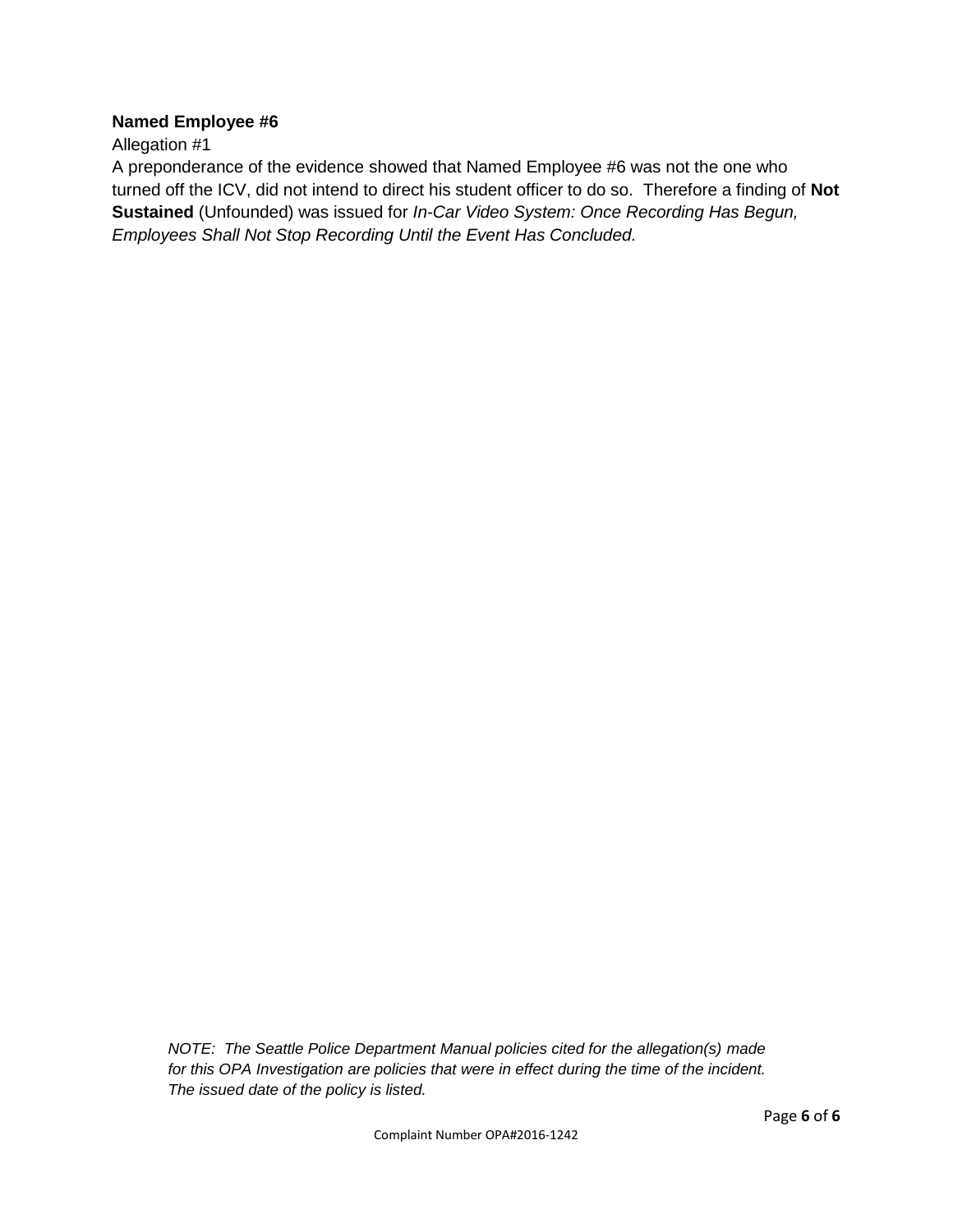**Named Employee #6**

Allegation #1

A preponderance of the evidence showed that Named Employee #6 was not the one who turned off the ICV, did not intend to direct his student officer to do so. Therefore a finding of **Not Sustained** (Unfounded) was issued for *In-Car Video System: Once Recording Has Begun, Employees Shall Not Stop Recording Until the Event Has Concluded.*

*NOTE: The Seattle Police Department Manual policies cited for the allegation(s) made for this OPA Investigation are policies that were in effect during the time of the incident. The issued date of the policy is listed.*

Complaint Number OPA#2016-1242